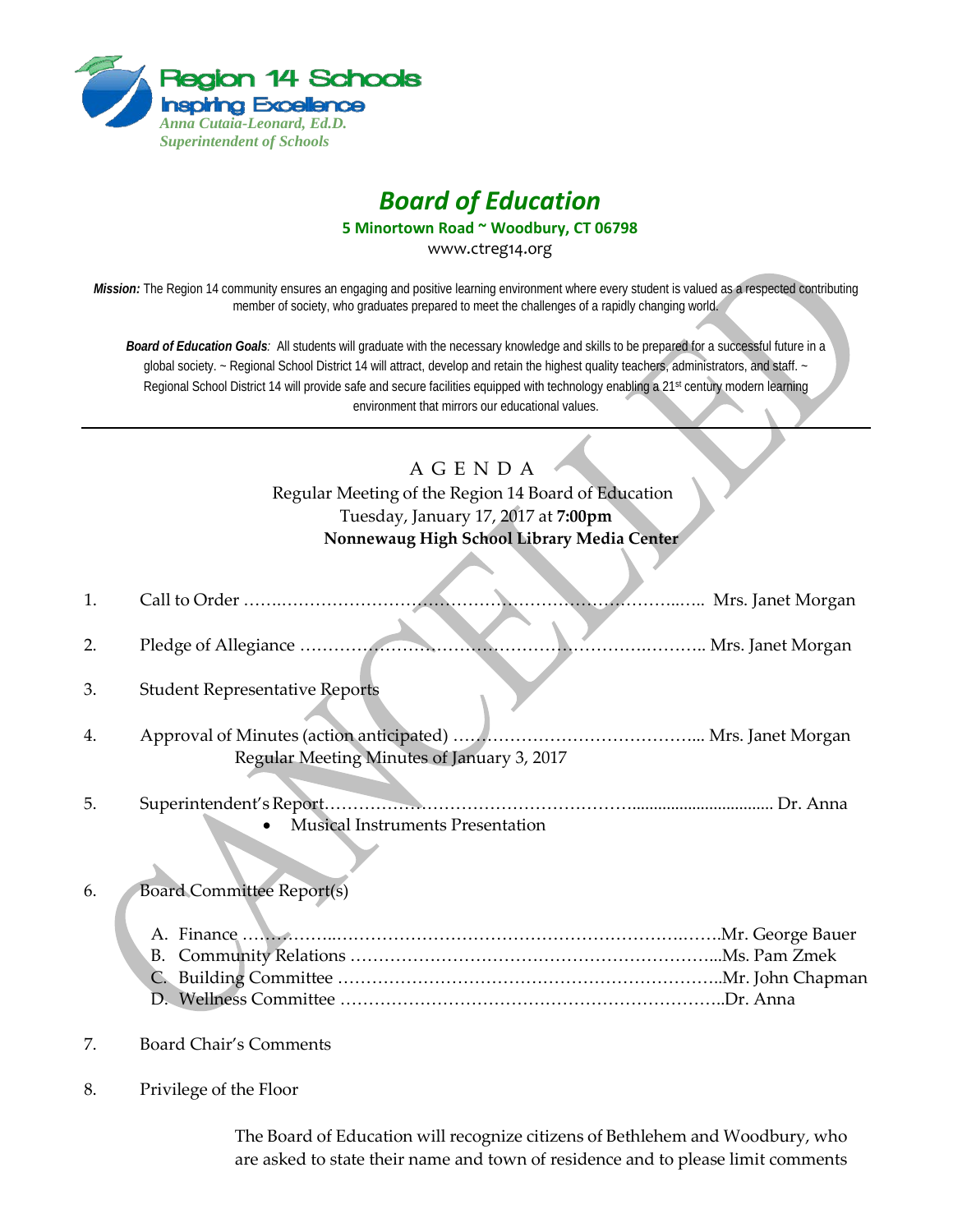Region 14 Schools
Inspiring Excellence
*Anna Cutaia-Leonard, Ed.D.*
*Superintendent of Schools*

# *Board of Education*

**5 Minortown Road ~ Woodbury, CT 06798**

www.ctreg14.org

***Mission:*** The Region 14 community ensures an engaging and positive learning environment where every student is valued as a respected contributing member of society, who graduates prepared to meet the challenges of a rapidly changing world.

***Board of Education Goals****:* All students will graduate with the necessary knowledge and skills to be prepared for a successful future in a global society. ~ Regional School District 14 will attract, develop and retain the highest quality teachers, administrators, and staff. ~ Regional School District 14 will provide safe and secure facilities equipped with technology enabling a 21st century modern learning environment that mirrors our educational values.

---

CANCELLED

## A G E N D A

Regular Meeting of the Region 14 Board of Education
Tuesday, January 17, 2017 at **7:00pm**
**Nonnewaug High School Library Media Center**

1. Call to Order …………………………………………………………………….. Mrs. Janet Morgan
2. Pledge of Allegiance ………………………………………………………….. Mrs. Janet Morgan
3. Student Representative Reports
4. Approval of Minutes (action anticipated) …………………………………….... Mrs. Janet Morgan
   Regular Meeting Minutes of January 3, 2017
5. Superintendent's Report…………………………………………………................................ Dr. Anna
   - Musical Instruments Presentation
6. Board Committee Report(s)
   A. Finance ………………………………………………………………….…….Mr. George Bauer
   B. Community Relations ………………………………………………………...Ms. Pam Zmek
   C. Building Committee …………………………………………………………..Mr. John Chapman
   D. Wellness Committee …………………………………………………………..Dr. Anna
7. Board Chair's Comments
8. Privilege of the Floor

   The Board of Education will recognize citizens of Bethlehem and Woodbury, who are asked to state their name and town of residence and to please limit comments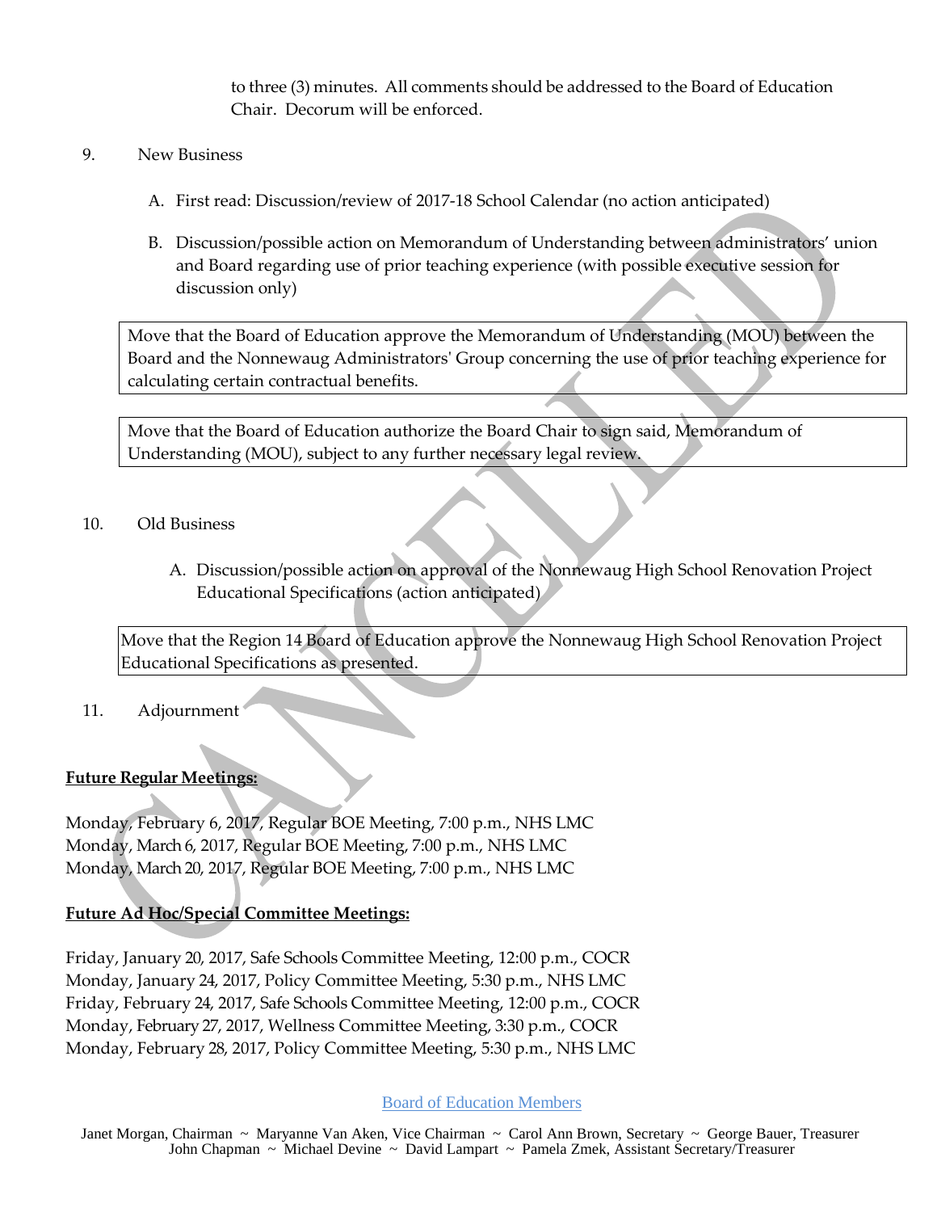to three (3) minutes. All comments should be addressed to the Board of Education Chair. Decorum will be enforced.

9. New Business

   A. First read: Discussion/review of 2017-18 School Calendar (no action anticipated)

   B. Discussion/possible action on Memorandum of Understanding between administrators' union and Board regarding use of prior teaching experience (with possible executive session for discussion only)

| |
|---|
| Move that the Board of Education approve the Memorandum of Understanding (MOU) between the Board and the Nonnewaug Administrators' Group concerning the use of prior teaching experience for calculating certain contractual benefits. |

| |
|---|
| Move that the Board of Education authorize the Board Chair to sign said, Memorandum of Understanding (MOU), subject to any further necessary legal review. |

10. Old Business

   A. Discussion/possible action on approval of the Nonnewaug High School Renovation Project Educational Specifications (action anticipated)

| |
|---|
| Move that the Region 14 Board of Education approve the Nonnewaug High School Renovation Project Educational Specifications as presented. |

11. Adjournment

CANCELLED

**Future Regular Meetings:**

Monday, February 6, 2017, Regular BOE Meeting, 7:00 p.m., NHS LMC
Monday, March 6, 2017, Regular BOE Meeting, 7:00 p.m., NHS LMC
Monday, March 20, 2017, Regular BOE Meeting, 7:00 p.m., NHS LMC

**Future Ad Hoc/Special Committee Meetings:**

Friday, January 20, 2017, Safe Schools Committee Meeting, 12:00 p.m., COCR
Monday, January 24, 2017, Policy Committee Meeting, 5:30 p.m., NHS LMC
Friday, February 24, 2017, Safe Schools Committee Meeting, 12:00 p.m., COCR
Monday, February 27, 2017, Wellness Committee Meeting, 3:30 p.m., COCR
Monday, February 28, 2017, Policy Committee Meeting, 5:30 p.m., NHS LMC

Board of Education Members

Janet Morgan, Chairman ~ Maryanne Van Aken, Vice Chairman ~ Carol Ann Brown, Secretary ~ George Bauer, Treasurer
John Chapman ~ Michael Devine ~ David Lampart ~ Pamela Zmek, Assistant Secretary/Treasurer